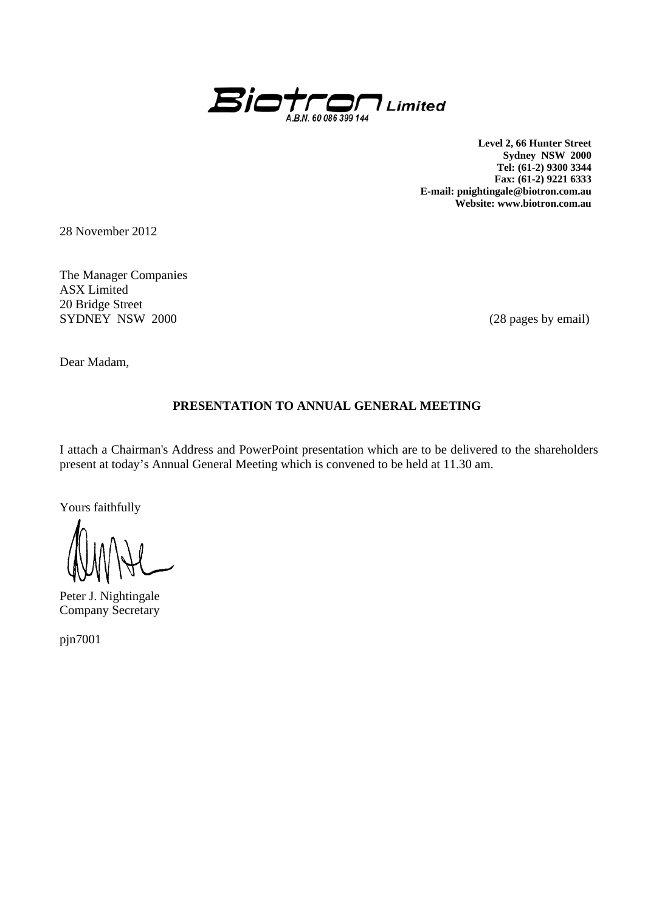**Biotron Limited**

A.B.N. 60 086 399 144

**Level 2, 66 Hunter Street**
**Sydney NSW 2000**
**Tel: (61-2) 9300 3344**
**Fax: (61-2) 9221 6333**
**E-mail: pnightingale@biotron.com.au**
**Website: www.biotron.com.au**

28 November 2012

The Manager Companies
ASX Limited
20 Bridge Street
SYDNEY NSW 2000

(28 pages by email)

Dear Madam,

**PRESENTATION TO ANNUAL GENERAL MEETING**

I attach a Chairman's Address and PowerPoint presentation which are to be delivered to the shareholders present at today's Annual General Meeting which is convened to be held at 11.30 am.

Yours faithfully

Peter J. Nightingale
Company Secretary

pjn7001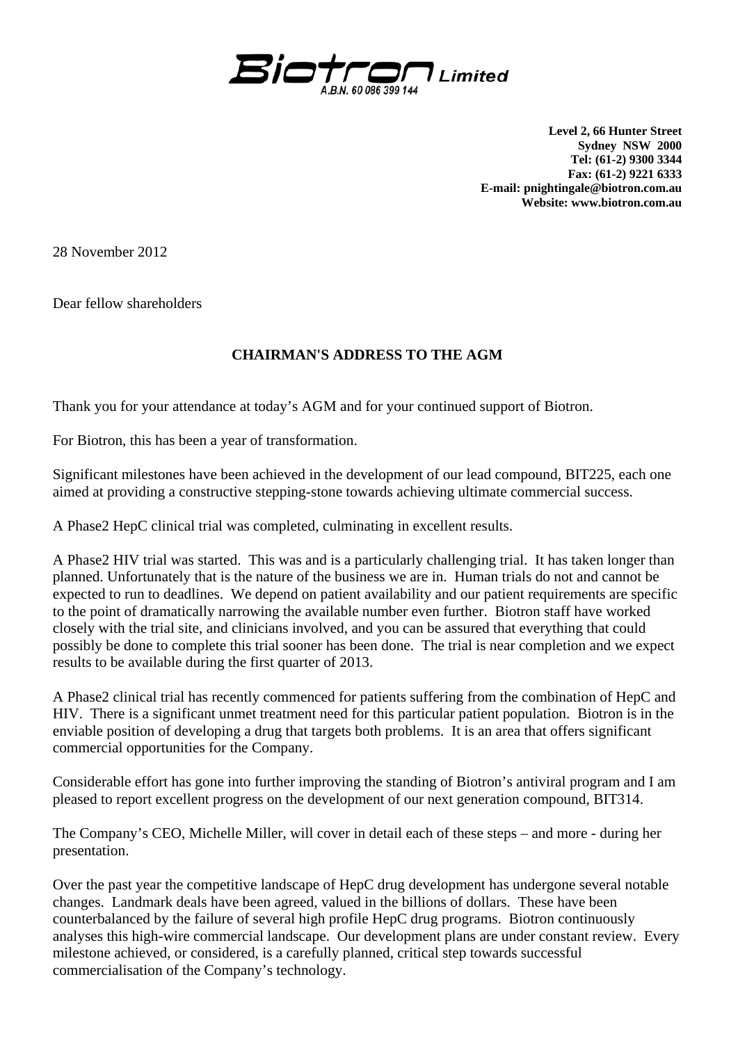**Biotron Limited**
A.B.N. 60 086 399 144

**Level 2, 66 Hunter Street**
**Sydney NSW 2000**
**Tel: (61-2) 9300 3344**
**Fax: (61-2) 9221 6333**
**E-mail: pnightingale@biotron.com.au**
**Website: www.biotron.com.au**

28 November 2012

Dear fellow shareholders

## CHAIRMAN'S ADDRESS TO THE AGM

Thank you for your attendance at today's AGM and for your continued support of Biotron.

For Biotron, this has been a year of transformation.

Significant milestones have been achieved in the development of our lead compound, BIT225, each one aimed at providing a constructive stepping-stone towards achieving ultimate commercial success.

A Phase2 HepC clinical trial was completed, culminating in excellent results.

A Phase2 HIV trial was started. This was and is a particularly challenging trial. It has taken longer than planned. Unfortunately that is the nature of the business we are in. Human trials do not and cannot be expected to run to deadlines. We depend on patient availability and our patient requirements are specific to the point of dramatically narrowing the available number even further. Biotron staff have worked closely with the trial site, and clinicians involved, and you can be assured that everything that could possibly be done to complete this trial sooner has been done. The trial is near completion and we expect results to be available during the first quarter of 2013.

A Phase2 clinical trial has recently commenced for patients suffering from the combination of HepC and HIV. There is a significant unmet treatment need for this particular patient population. Biotron is in the enviable position of developing a drug that targets both problems. It is an area that offers significant commercial opportunities for the Company.

Considerable effort has gone into further improving the standing of Biotron's antiviral program and I am pleased to report excellent progress on the development of our next generation compound, BIT314.

The Company's CEO, Michelle Miller, will cover in detail each of these steps – and more - during her presentation.

Over the past year the competitive landscape of HepC drug development has undergone several notable changes. Landmark deals have been agreed, valued in the billions of dollars. These have been counterbalanced by the failure of several high profile HepC drug programs. Biotron continuously analyses this high-wire commercial landscape. Our development plans are under constant review. Every milestone achieved, or considered, is a carefully planned, critical step towards successful commercialisation of the Company's technology.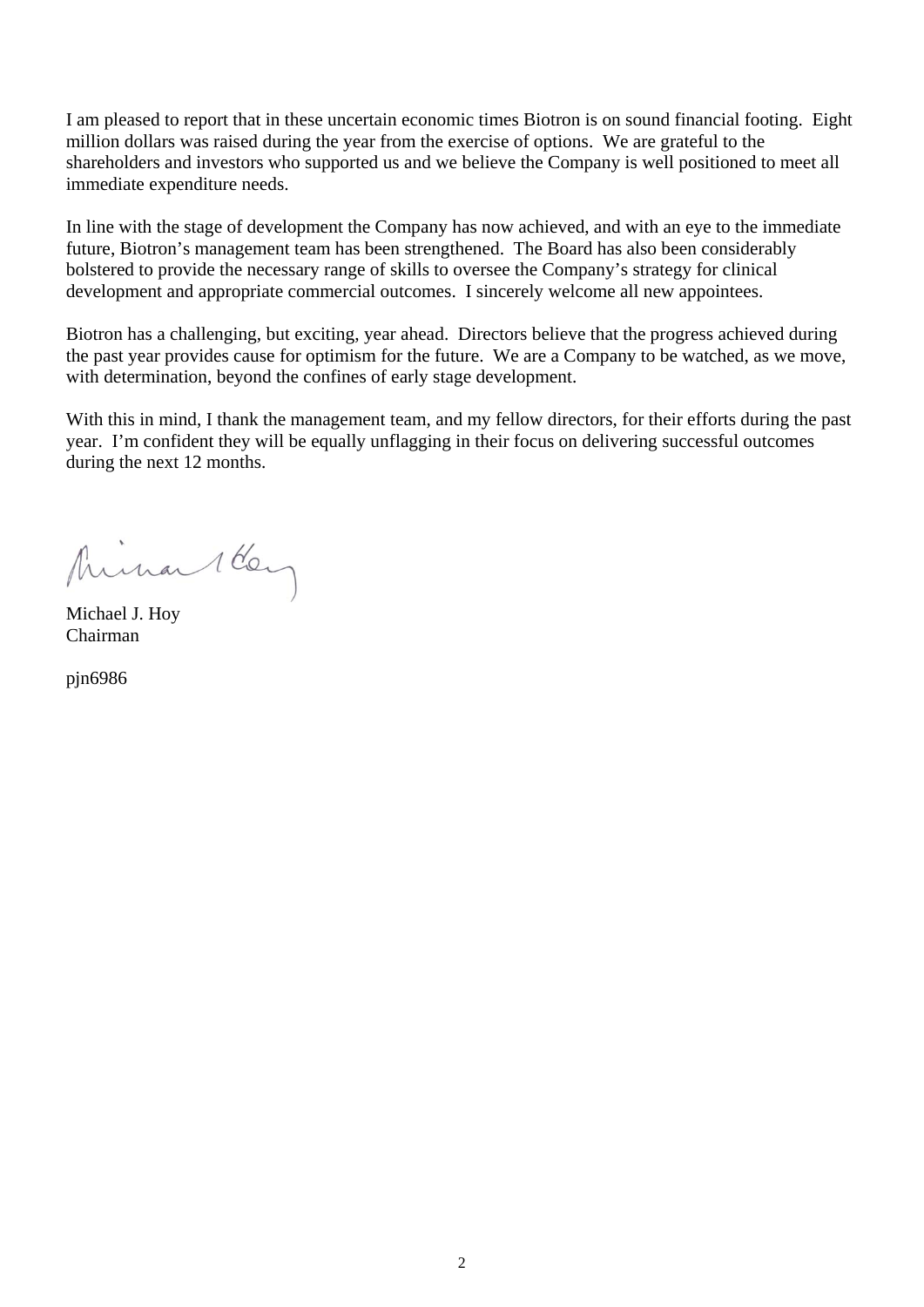I am pleased to report that in these uncertain economic times Biotron is on sound financial footing. Eight million dollars was raised during the year from the exercise of options. We are grateful to the shareholders and investors who supported us and we believe the Company is well positioned to meet all immediate expenditure needs.

In line with the stage of development the Company has now achieved, and with an eye to the immediate future, Biotron's management team has been strengthened. The Board has also been considerably bolstered to provide the necessary range of skills to oversee the Company's strategy for clinical development and appropriate commercial outcomes. I sincerely welcome all new appointees.

Biotron has a challenging, but exciting, year ahead. Directors believe that the progress achieved during the past year provides cause for optimism for the future. We are a Company to be watched, as we move, with determination, beyond the confines of early stage development.

With this in mind, I thank the management team, and my fellow directors, for their efforts during the past year. I'm confident they will be equally unflagging in their focus on delivering successful outcomes during the next 12 months.

Michael J. Hoy
Chairman

pjn6986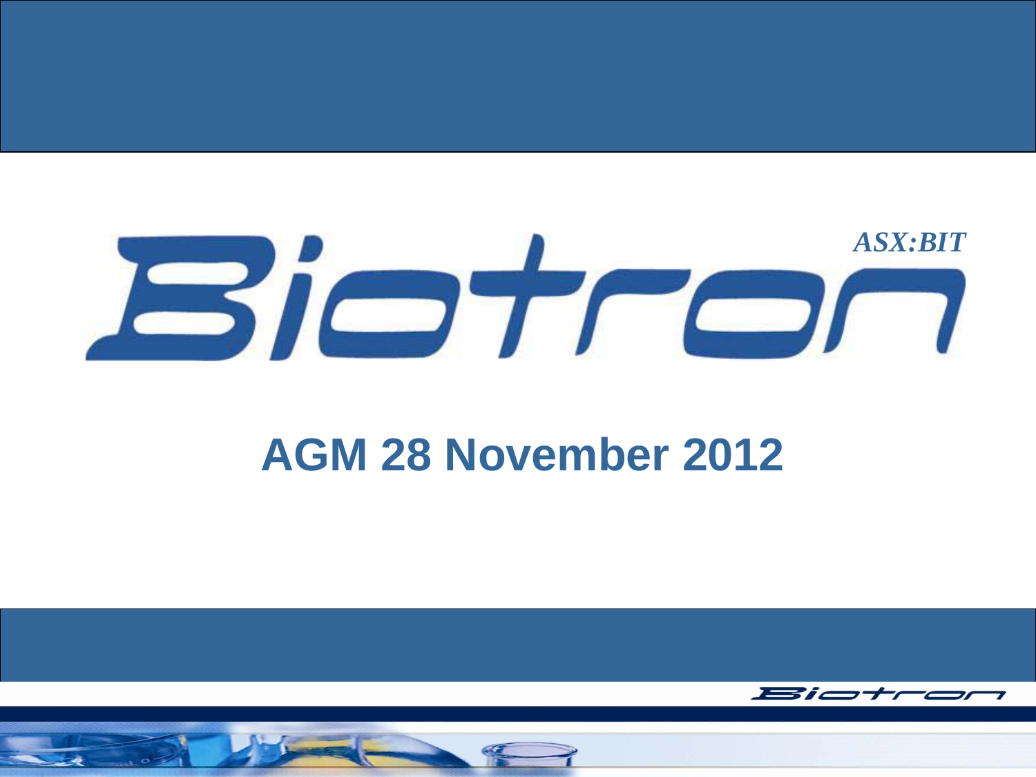# Biotron

*ASX:BIT*

## AGM 28 November 2012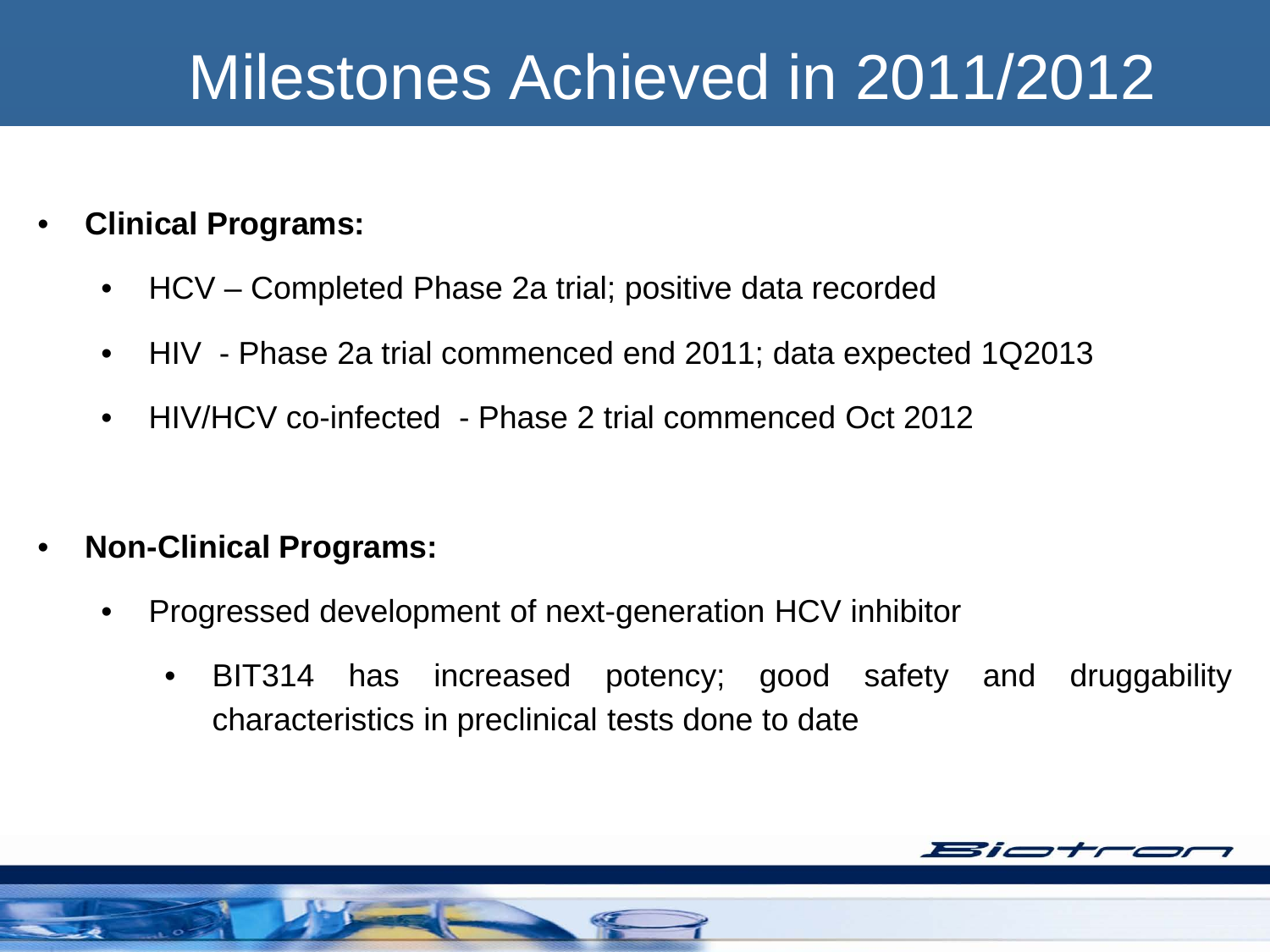# Milestones Achieved in 2011/2012

- **Clinical Programs:**
  - HCV – Completed Phase 2a trial; positive data recorded
  - HIV - Phase 2a trial commenced end 2011; data expected 1Q2013
  - HIV/HCV co-infected - Phase 2 trial commenced Oct 2012

- **Non-Clinical Programs:**
  - Progressed development of next-generation HCV inhibitor
    - BIT314 has increased potency; good safety and druggability characteristics in preclinical tests done to date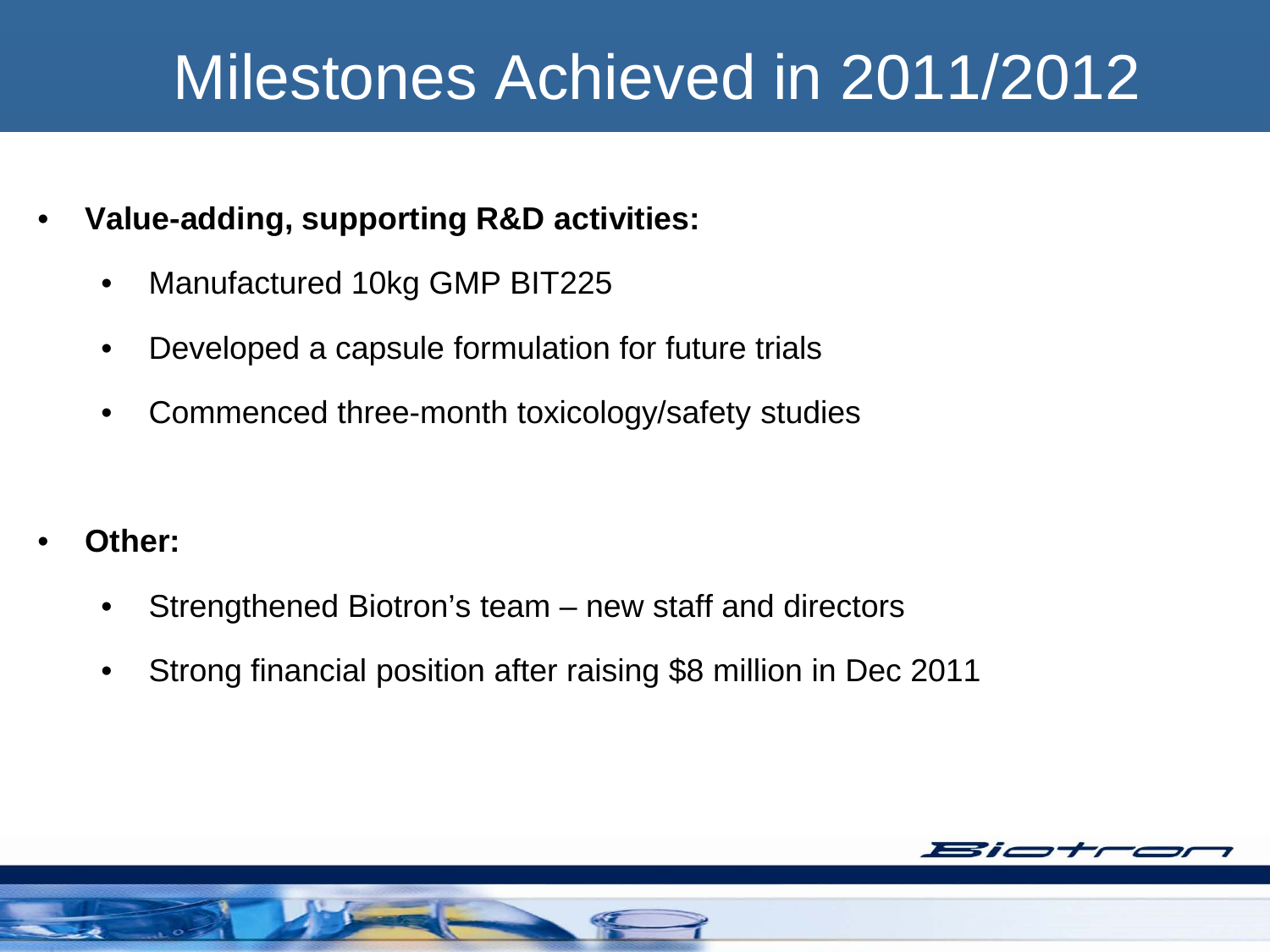# Milestones Achieved in 2011/2012

- **Value-adding, supporting R&D activities:**
  - Manufactured 10kg GMP BIT225
  - Developed a capsule formulation for future trials
  - Commenced three-month toxicology/safety studies

- **Other:**
  - Strengthened Biotron's team – new staff and directors
  - Strong financial position after raising $8 million in Dec 2011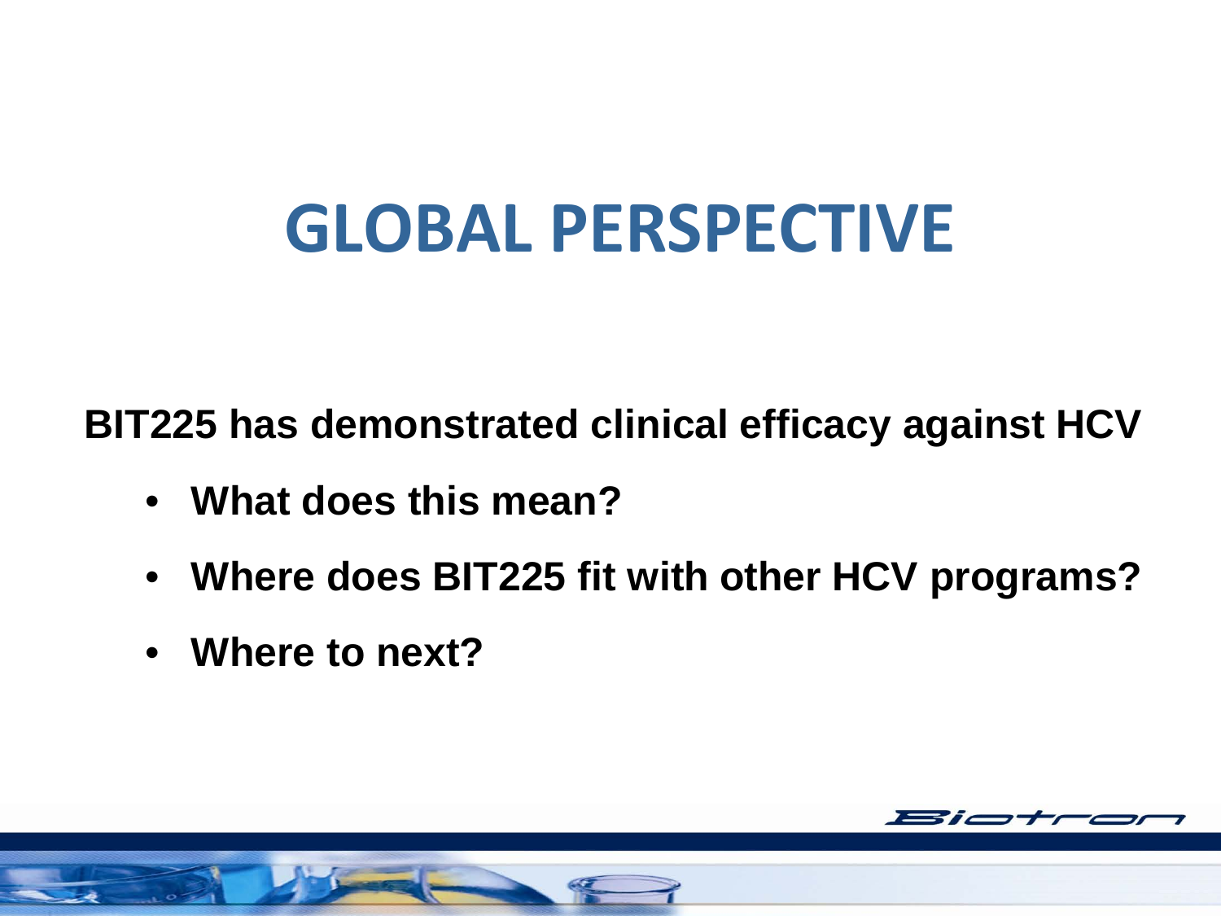# GLOBAL PERSPECTIVE

**BIT225 has demonstrated clinical efficacy against HCV**

- **What does this mean?**
- **Where does BIT225 fit with other HCV programs?**
- **Where to next?**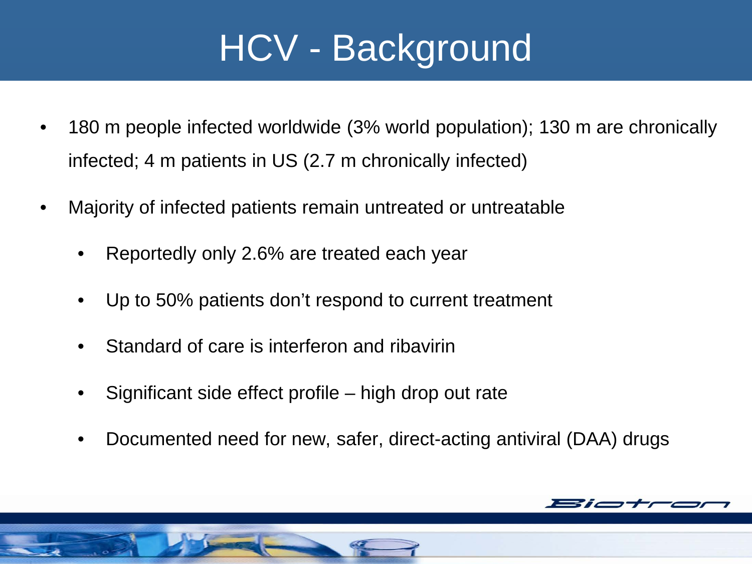# HCV - Background

- 180 m people infected worldwide (3% world population); 130 m are chronically infected; 4 m patients in US (2.7 m chronically infected)
- Majority of infected patients remain untreated or untreatable
  - Reportedly only 2.6% are treated each year
  - Up to 50% patients don't respond to current treatment
  - Standard of care is interferon and ribavirin
  - Significant side effect profile – high drop out rate
  - Documented need for new, safer, direct-acting antiviral (DAA) drugs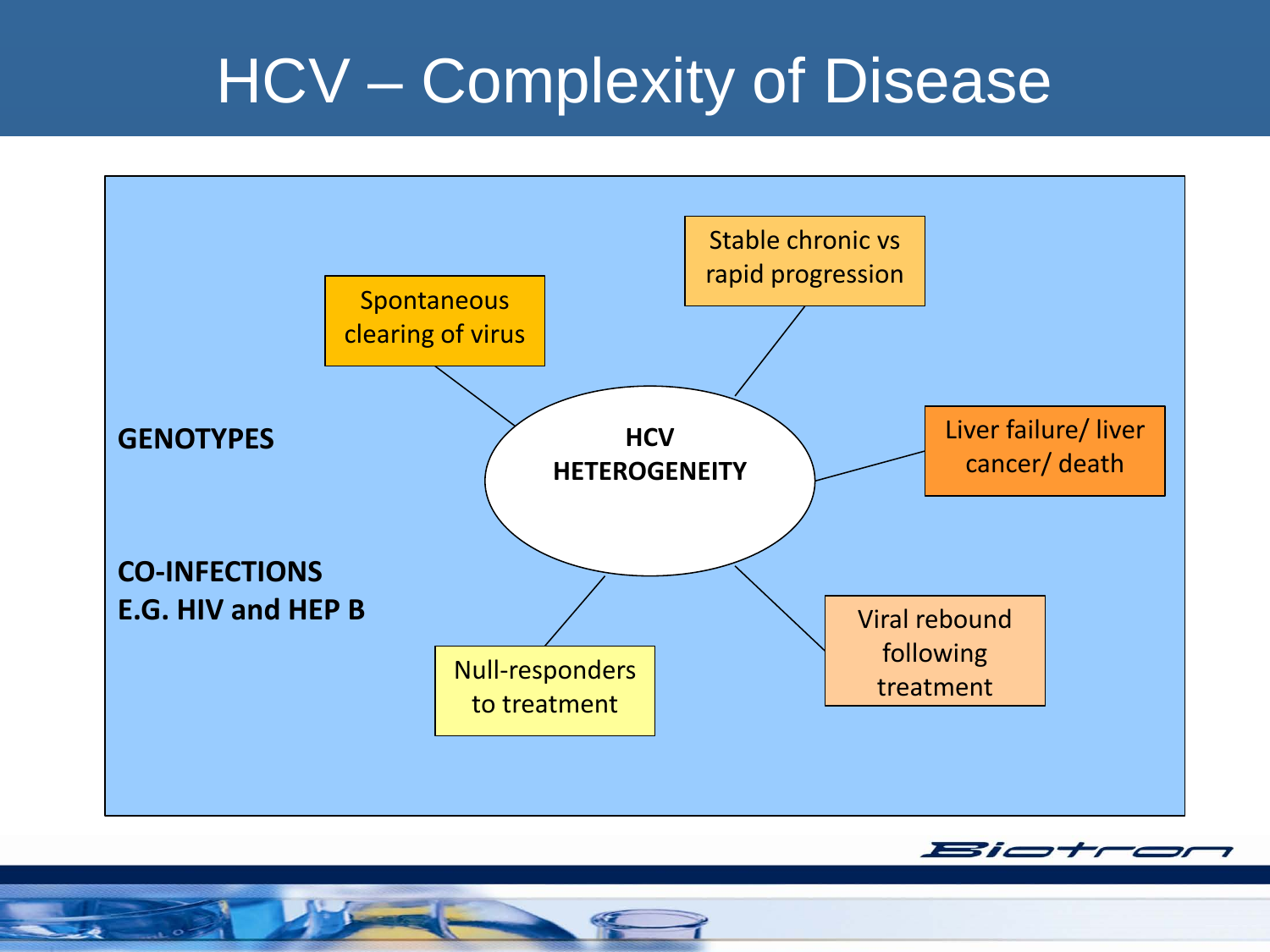# HCV – Complexity of Disease

**GENOTYPES**

**CO-INFECTIONS E.G. HIV and HEP B**

**HCV HETEROGENEITY**

- Spontaneous clearing of virus
- Stable chronic vs rapid progression
- Liver failure/ liver cancer/ death
- Viral rebound following treatment
- Null-responders to treatment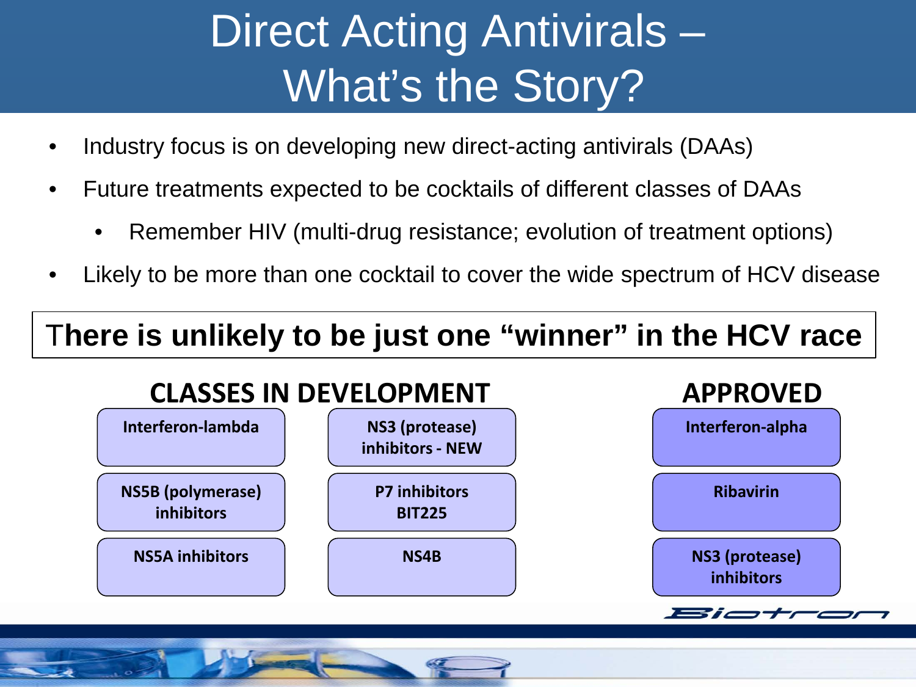# Direct Acting Antivirals – What's the Story?

- Industry focus is on developing new direct-acting antivirals (DAAs)
- Future treatments expected to be cocktails of different classes of DAAs
  - Remember HIV (multi-drug resistance; evolution of treatment options)
- Likely to be more than one cocktail to cover the wide spectrum of HCV disease

**There is unlikely to be just one "winner" in the HCV race**

**CLASSES IN DEVELOPMENT**

- Interferon-lambda
- NS5B (polymerase) inhibitors
- NS5A inhibitors
- NS3 (protease) inhibitors - NEW
- P7 inhibitors BIT225
- NS4B

**APPROVED**

- Interferon-alpha
- Ribavirin
- NS3 (protease) inhibitors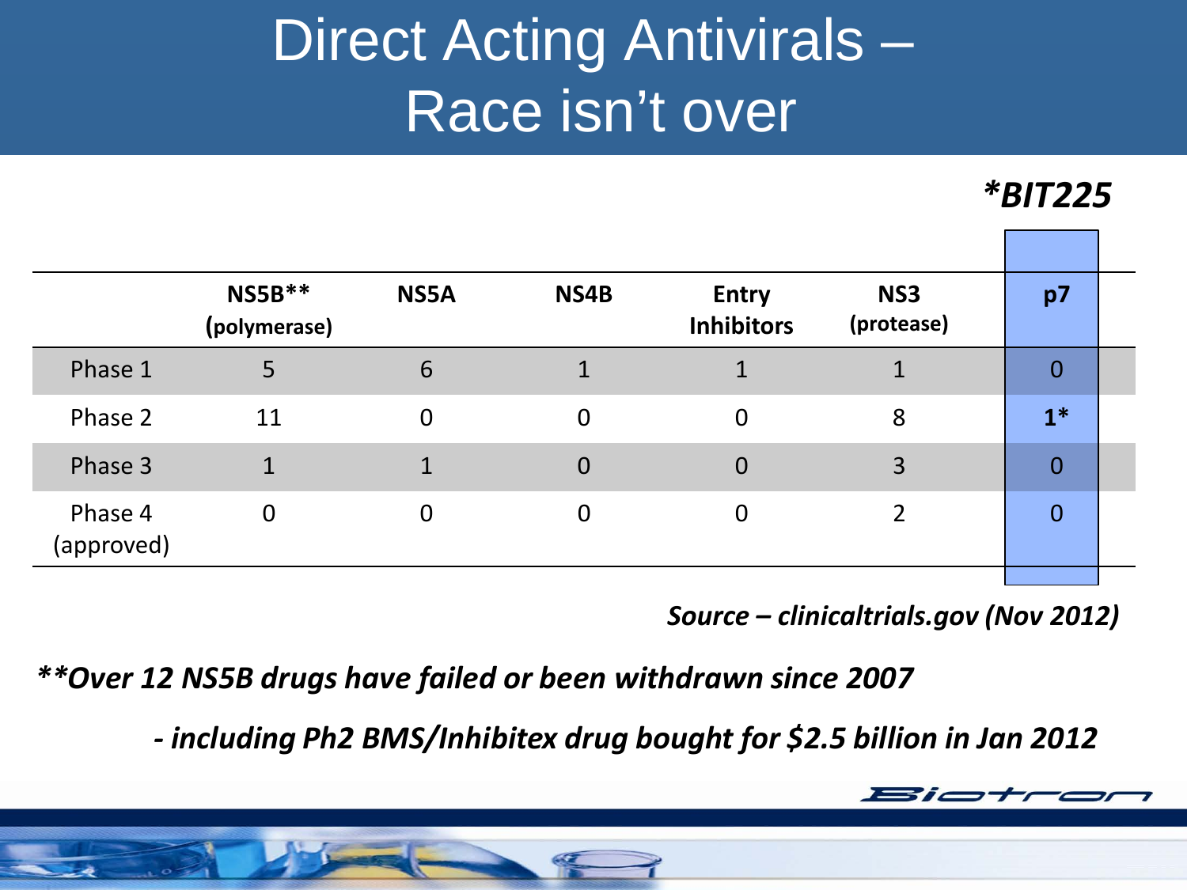# Direct Acting Antivirals – Race isn't over

*\*BIT225*

| | NS5B** (polymerase) | NS5A | NS4B | Entry Inhibitors | NS3 (protease) | p7 |
|---|---|---|---|---|---|---|
| Phase 1 | 5 | 6 | 1 | 1 | 1 | 0 |
| Phase 2 | 11 | 0 | 0 | 0 | 8 | **1*** |
| Phase 3 | 1 | 1 | 0 | 0 | 3 | 0 |
| Phase 4 (approved) | 0 | 0 | 0 | 0 | 2 | 0 |

***Source – clinicaltrials.gov (Nov 2012)***

***\*\*Over 12 NS5B drugs have failed or been withdrawn since 2007***

***- including Ph2 BMS/Inhibitex drug bought for $2.5 billion in Jan 2012***

Biotron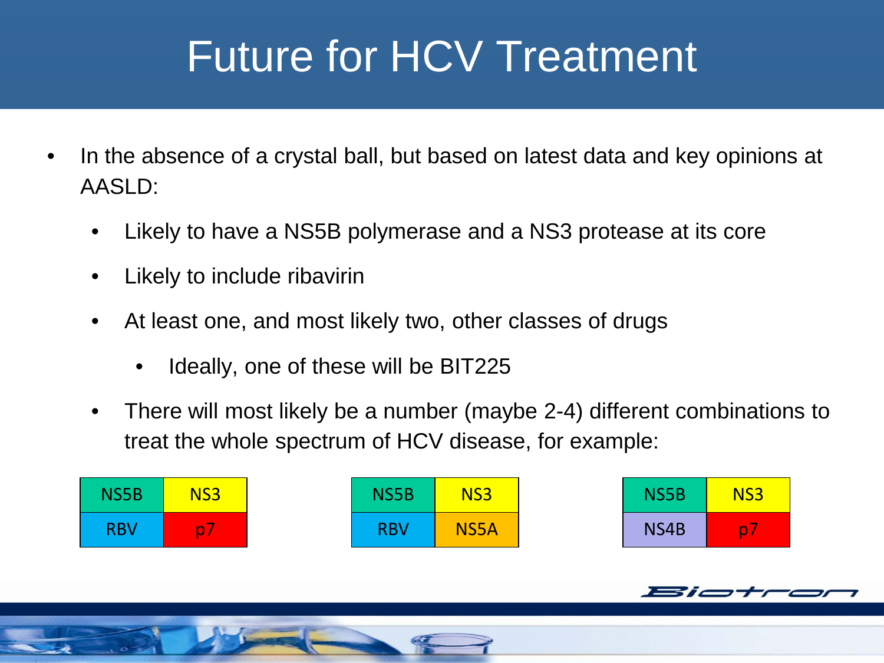# Future for HCV Treatment

- In the absence of a crystal ball, but based on latest data and key opinions at AASLD:
  - Likely to have a NS5B polymerase and a NS3 protease at its core
  - Likely to include ribavirin
  - At least one, and most likely two, other classes of drugs
    - Ideally, one of these will be BIT225
  - There will most likely be a number (maybe 2-4) different combinations to treat the whole spectrum of HCV disease, for example:

| NS5B | NS3 |
| --- | --- |
| RBV | p7 |

| NS5B | NS3 |
| --- | --- |
| RBV | NS5A |

| NS5B | NS3 |
| --- | --- |
| NS4B | p7 |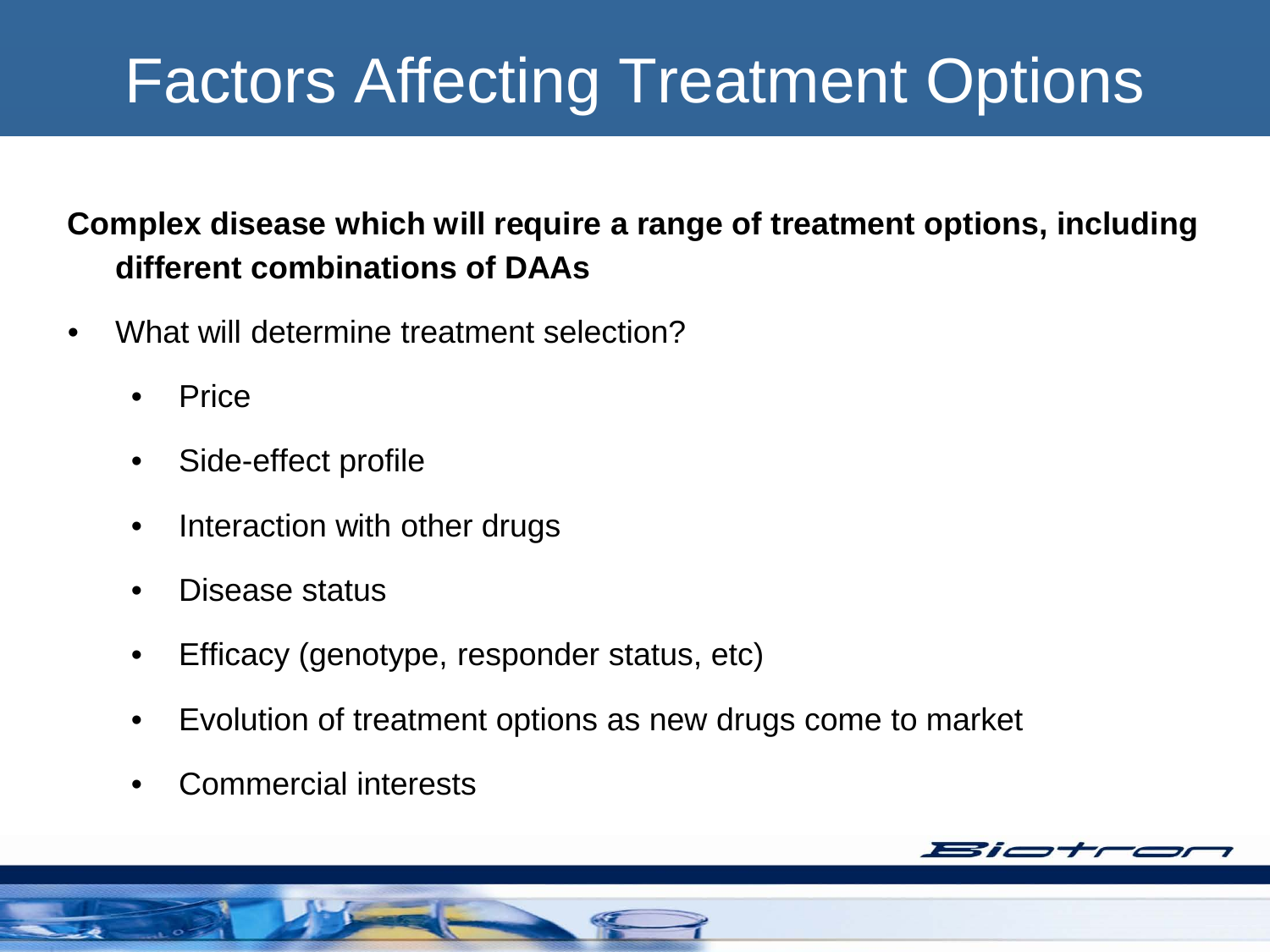# Factors Affecting Treatment Options

**Complex disease which will require a range of treatment options, including different combinations of DAAs**

- What will determine treatment selection?
  - Price
  - Side-effect profile
  - Interaction with other drugs
  - Disease status
  - Efficacy (genotype, responder status, etc)
  - Evolution of treatment options as new drugs come to market
  - Commercial interests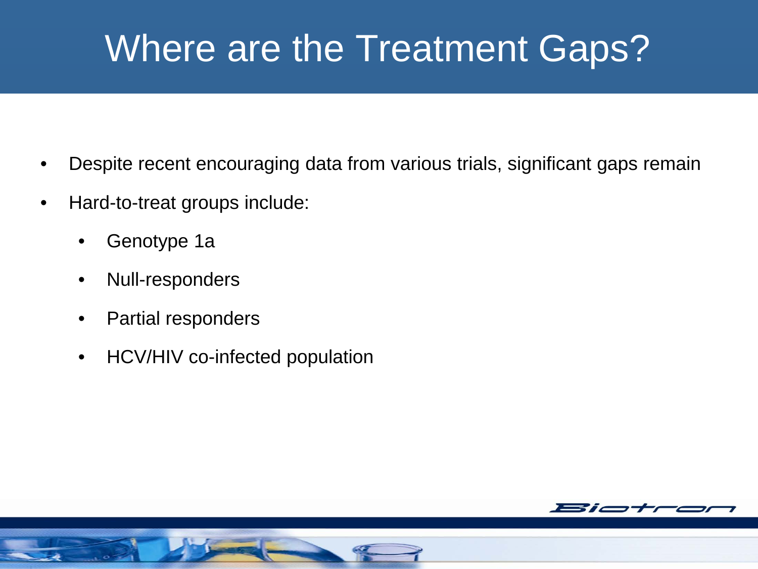# Where are the Treatment Gaps?

- Despite recent encouraging data from various trials, significant gaps remain
- Hard-to-treat groups include:
  - Genotype 1a
  - Null-responders
  - Partial responders
  - HCV/HIV co-infected population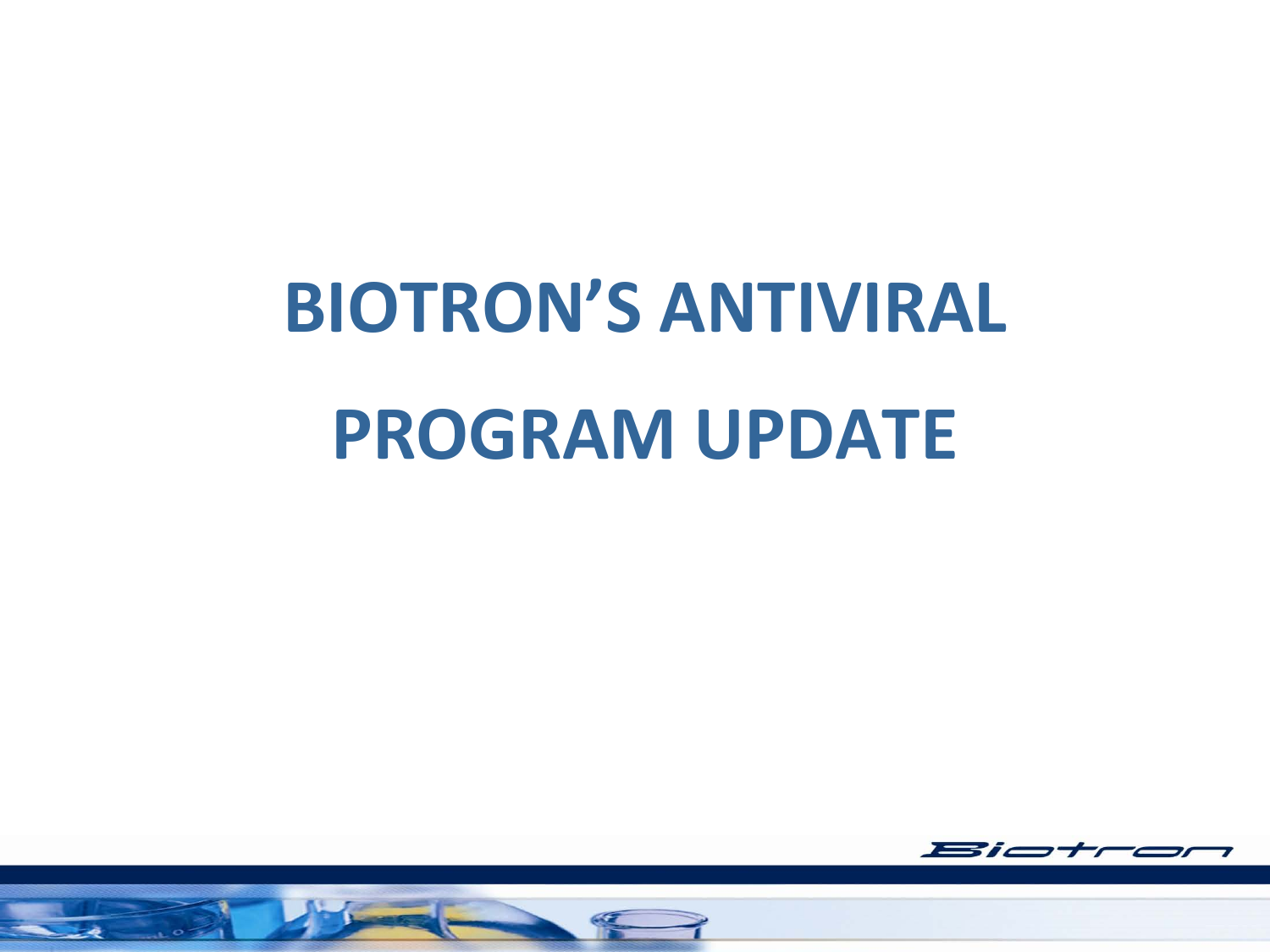# BIOTRON'S ANTIVIRAL PROGRAM UPDATE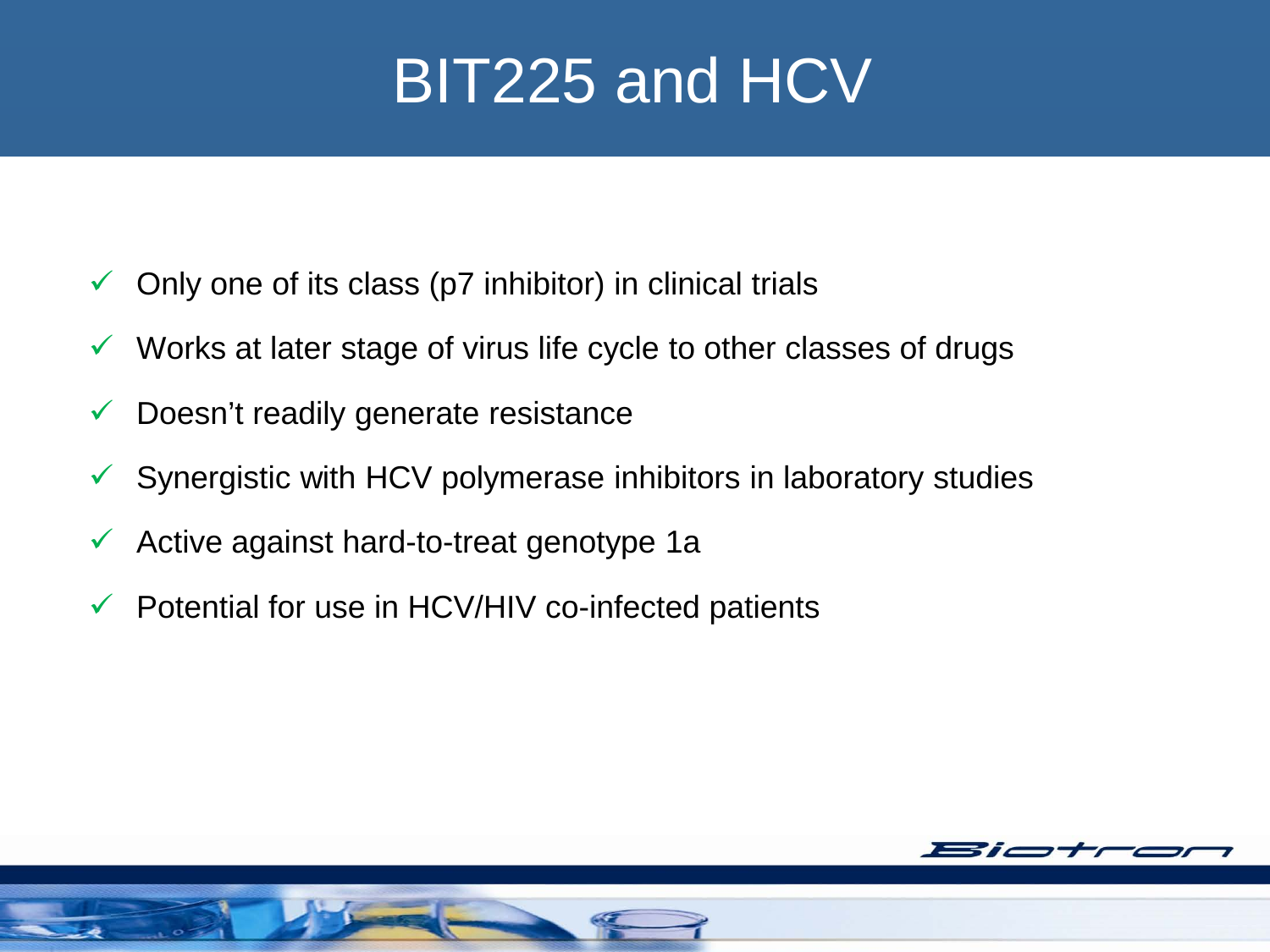# BIT225 and HCV

- ✓ Only one of its class (p7 inhibitor) in clinical trials
- ✓ Works at later stage of virus life cycle to other classes of drugs
- ✓ Doesn’t readily generate resistance
- ✓ Synergistic with HCV polymerase inhibitors in laboratory studies
- ✓ Active against hard-to-treat genotype 1a
- ✓ Potential for use in HCV/HIV co-infected patients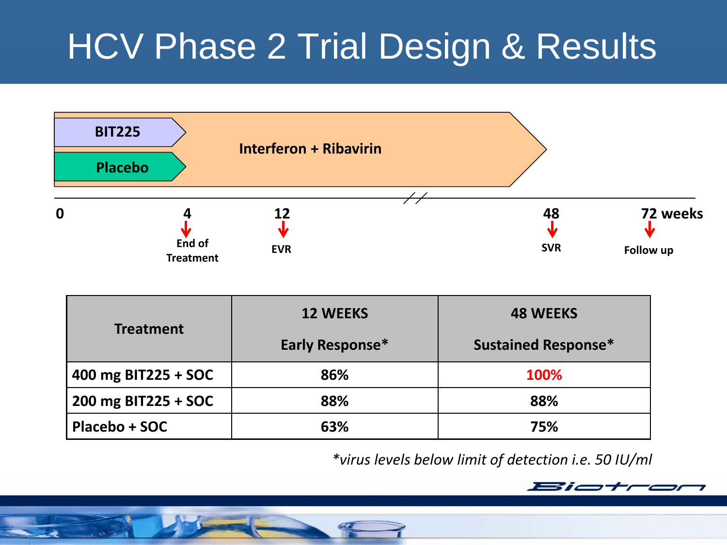# HCV Phase 2 Trial Design & Results

BIT225

Placebo

Interferon + Ribavirin

0 | 4 | 12 | 48 | 72 weeks

4 – End of Treatment

12 – EVR

48 – SVR

72 weeks – Follow up

| Treatment | 12 WEEKS Early Response* | 48 WEEKS Sustained Response* |
|---|---|---|
| 400 mg BIT225 + SOC | 86% | 100% |
| 200 mg BIT225 + SOC | 88% | 88% |
| Placebo + SOC | 63% | 75% |

*\*virus levels below limit of detection i.e. 50 IU/ml*

Biotron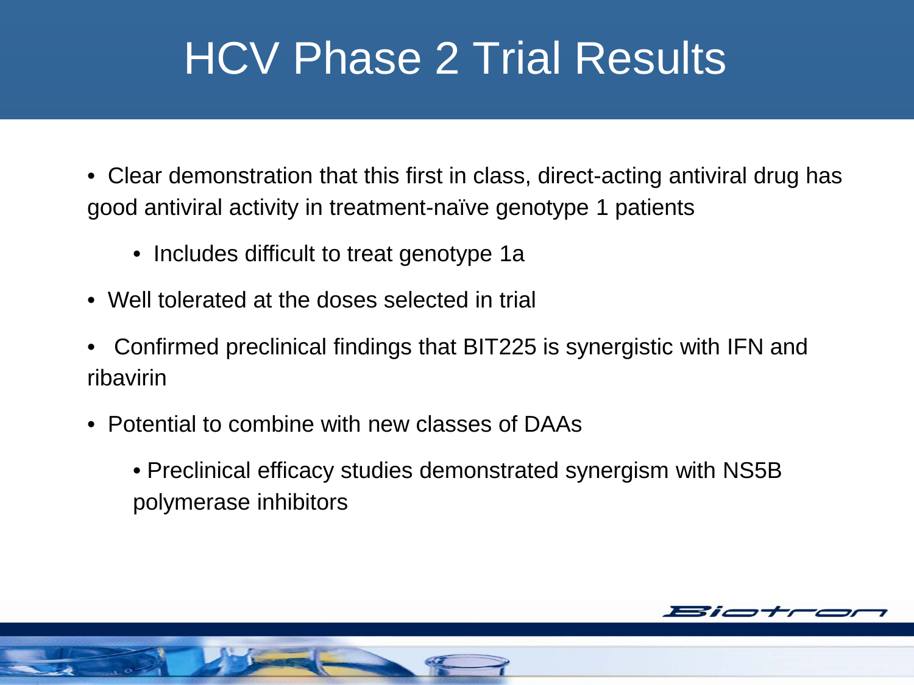# HCV Phase 2 Trial Results

- Clear demonstration that this first in class, direct-acting antiviral drug has good antiviral activity in treatment-naïve genotype 1 patients
  - Includes difficult to treat genotype 1a
- Well tolerated at the doses selected in trial
- Confirmed preclinical findings that BIT225 is synergistic with IFN and ribavirin
- Potential to combine with new classes of DAAs
  - Preclinical efficacy studies demonstrated synergism with NS5B polymerase inhibitors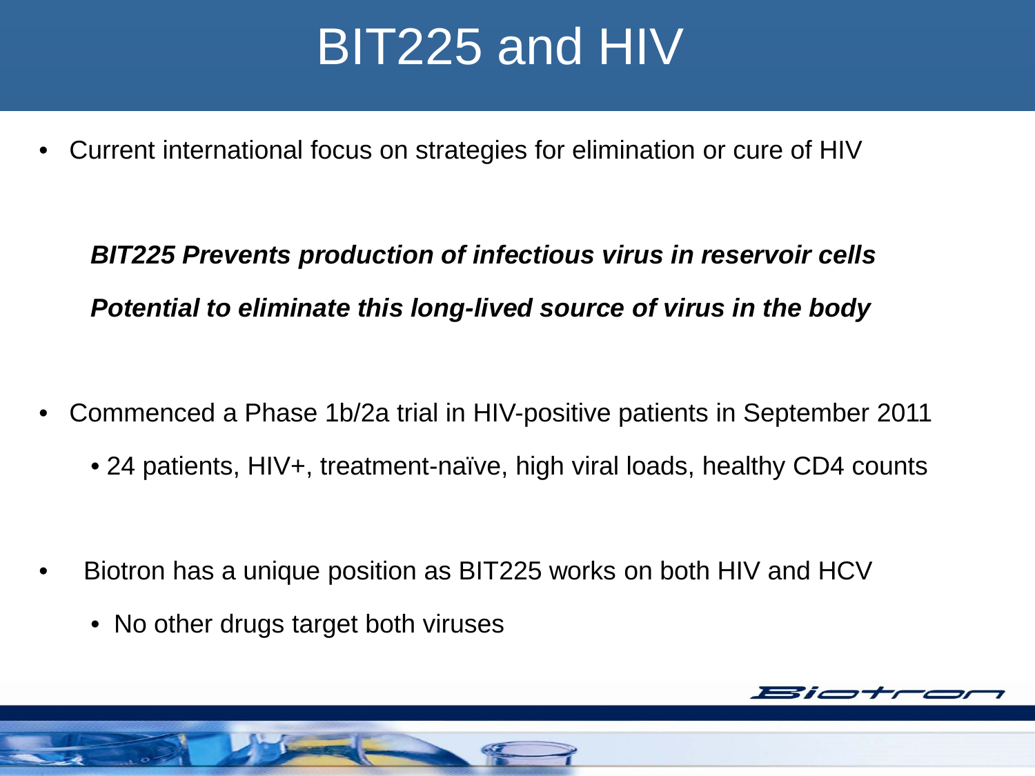# BIT225 and HIV

- Current international focus on strategies for elimination or cure of HIV

***BIT225 Prevents production of infectious virus in reservoir cells***

***Potential to eliminate this long-lived source of virus in the body***

- Commenced a Phase 1b/2a trial in HIV-positive patients in September 2011
  - 24 patients, HIV+, treatment-naïve, high viral loads, healthy CD4 counts

- Biotron has a unique position as BIT225 works on both HIV and HCV
  - No other drugs target both viruses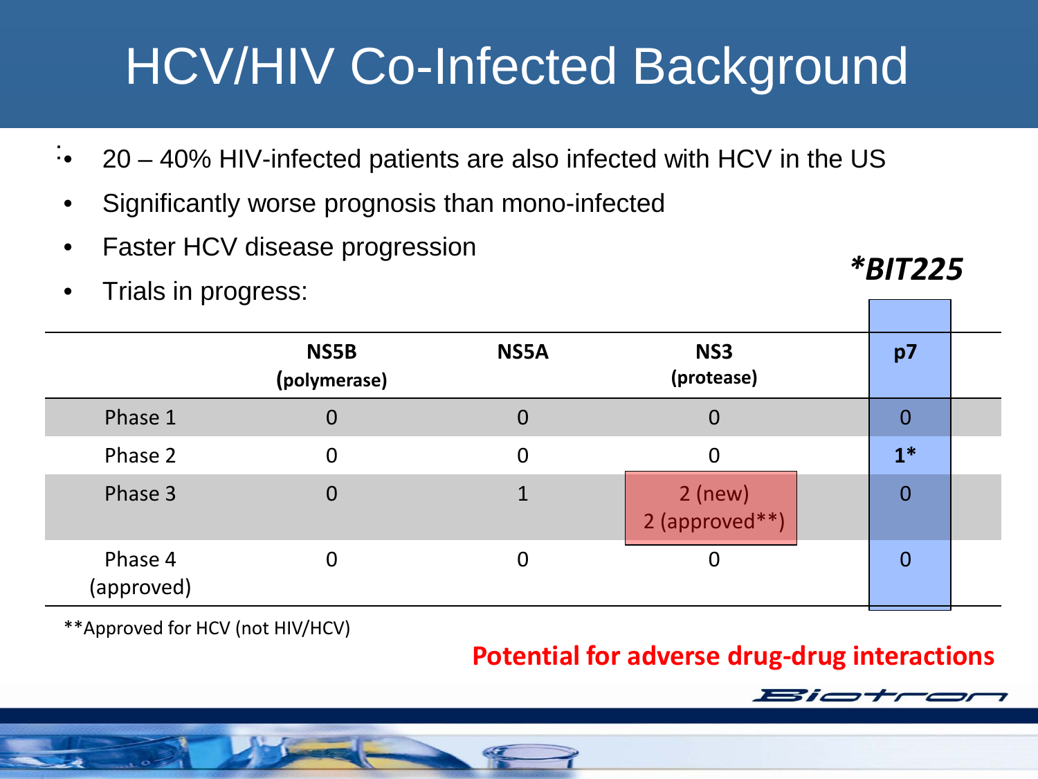# HCV/HIV Co-Infected Background

- 20 – 40% HIV-infected patients are also infected with HCV in the US
- Significantly worse prognosis than mono-infected
- Faster HCV disease progression
- Trials in progress:

***BIT225**

| | NS5B (polymerase) | NS5A | NS3 (protease) | p7 |
|---|---|---|---|---|
| Phase 1 | 0 | 0 | 0 | 0 |
| Phase 2 | 0 | 0 | 0 | **1*** |
| Phase 3 | 0 | 1 | 2 (new) 2 (approved**) | 0 |
| Phase 4 (approved) | 0 | 0 | 0 | 0 |

**Approved for HCV (not HIV/HCV)

**Potential for adverse drug-drug interactions**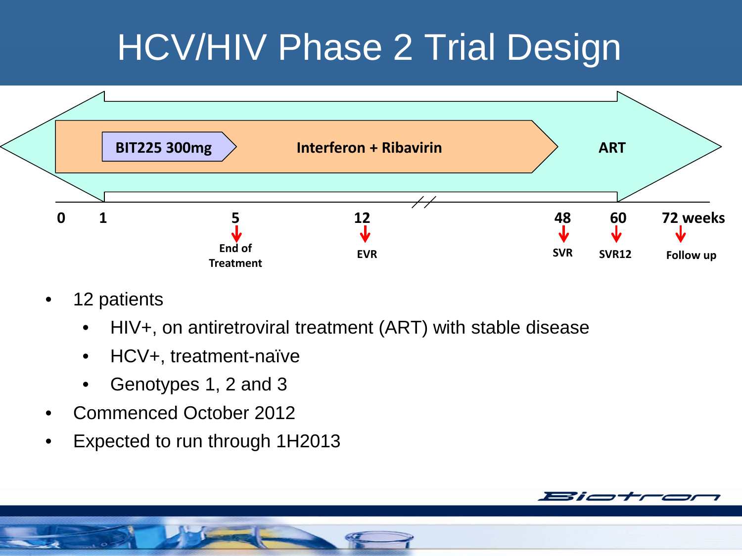# HCV/HIV Phase 2 Trial Design

BIT225 300mg

Interferon + Ribavirin

ART

0 1 5 12 48 60 72 weeks

End of Treatment (week 5)

EVR (week 12)

SVR (week 48)

SVR12 (week 60)

Follow up (72 weeks)

- 12 patients
  - HIV+, on antiretroviral treatment (ART) with stable disease
  - HCV+, treatment-naïve
  - Genotypes 1, 2 and 3
- Commenced October 2012
- Expected to run through 1H2013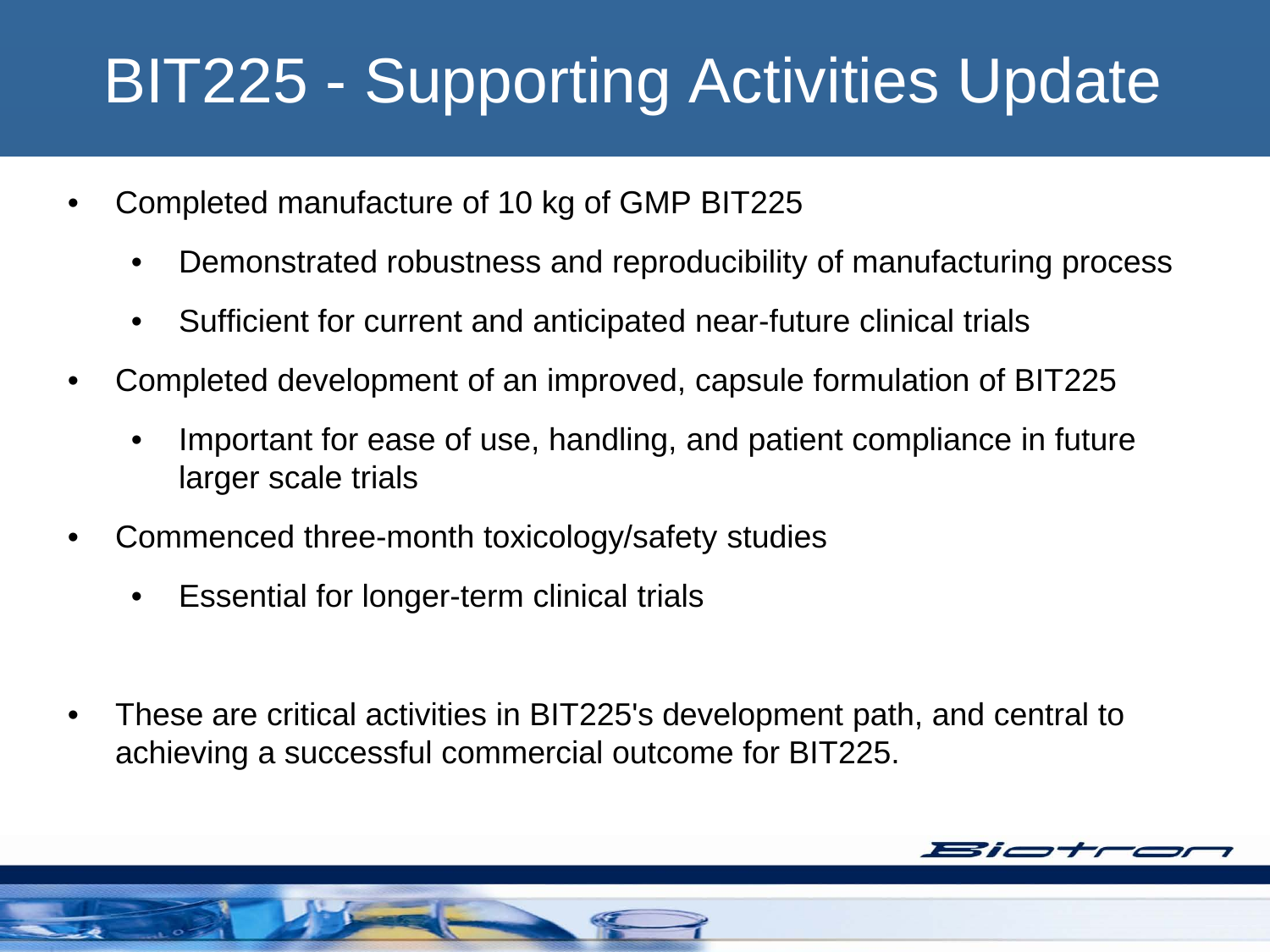# BIT225 - Supporting Activities Update

- Completed manufacture of 10 kg of GMP BIT225
  - Demonstrated robustness and reproducibility of manufacturing process
  - Sufficient for current and anticipated near-future clinical trials
- Completed development of an improved, capsule formulation of BIT225
  - Important for ease of use, handling, and patient compliance in future larger scale trials
- Commenced three-month toxicology/safety studies
  - Essential for longer-term clinical trials

- These are critical activities in BIT225's development path, and central to achieving a successful commercial outcome for BIT225.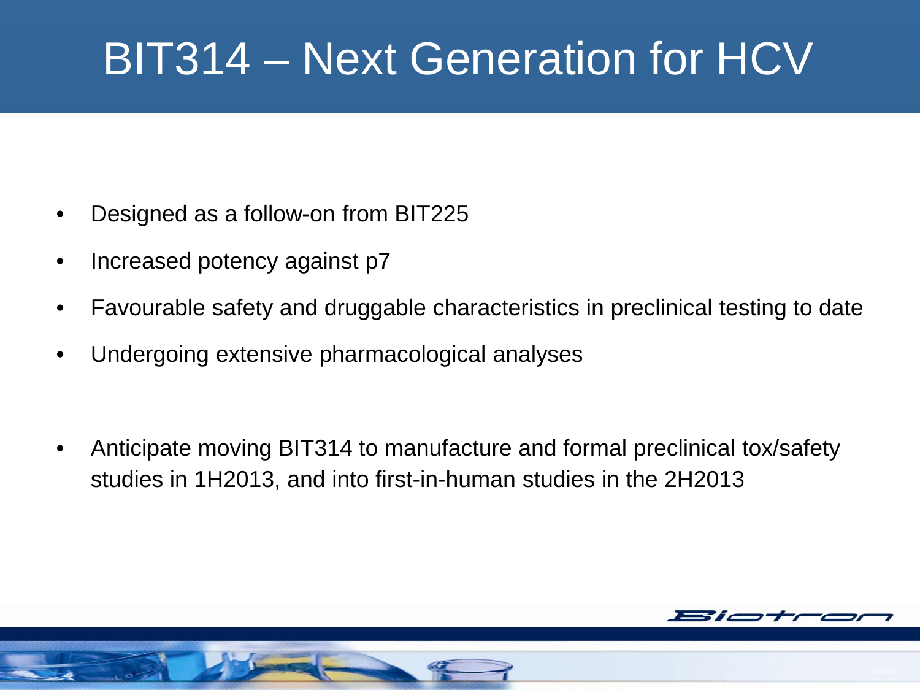# BIT314 – Next Generation for HCV

- Designed as a follow-on from BIT225
- Increased potency against p7
- Favourable safety and druggable characteristics in preclinical testing to date
- Undergoing extensive pharmacological analyses

- Anticipate moving BIT314 to manufacture and formal preclinical tox/safety studies in 1H2013, and into first-in-human studies in the 2H2013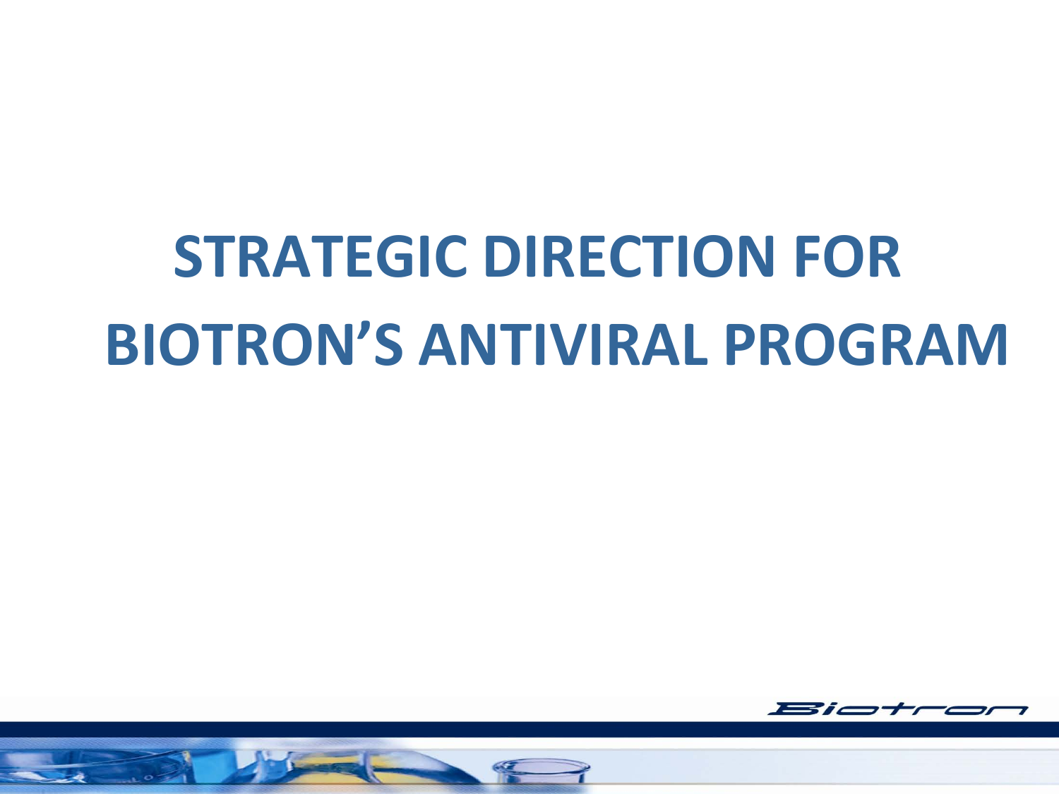# STRATEGIC DIRECTION FOR BIOTRON'S ANTIVIRAL PROGRAM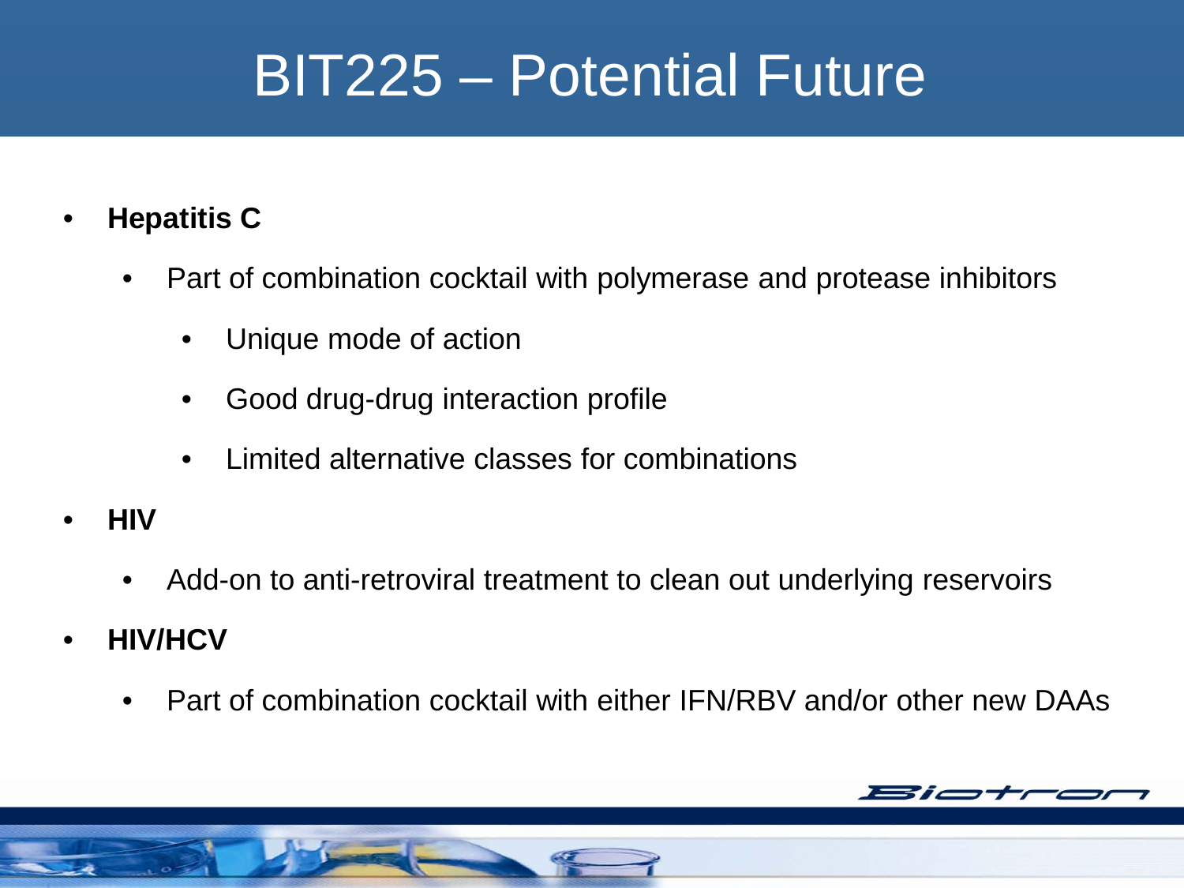# BIT225 – Potential Future

- **Hepatitis C**
  - Part of combination cocktail with polymerase and protease inhibitors
    - Unique mode of action
    - Good drug-drug interaction profile
    - Limited alternative classes for combinations
- **HIV**
  - Add-on to anti-retroviral treatment to clean out underlying reservoirs
- **HIV/HCV**
  - Part of combination cocktail with either IFN/RBV and/or other new DAAs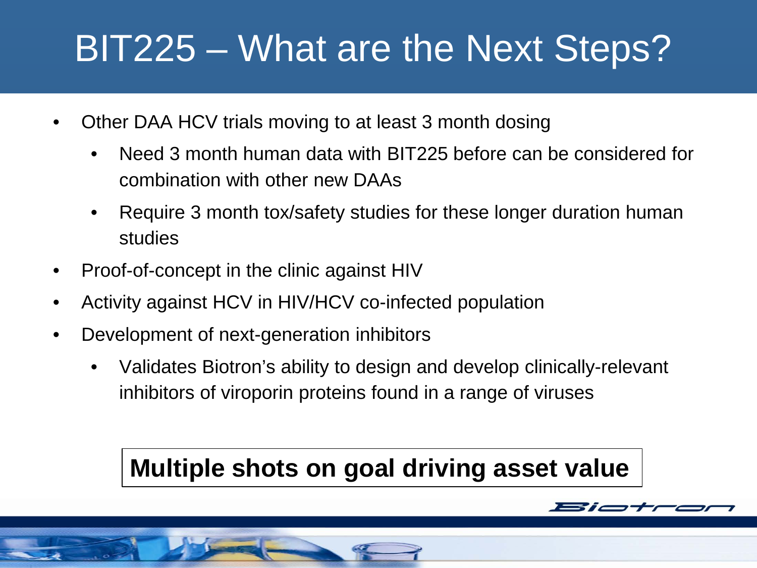# BIT225 – What are the Next Steps?

- Other DAA HCV trials moving to at least 3 month dosing
  - Need 3 month human data with BIT225 before can be considered for combination with other new DAAs
  - Require 3 month tox/safety studies for these longer duration human studies
- Proof-of-concept in the clinic against HIV
- Activity against HCV in HIV/HCV co-infected population
- Development of next-generation inhibitors
  - Validates Biotron's ability to design and develop clinically-relevant inhibitors of viroporin proteins found in a range of viruses

**Multiple shots on goal driving asset value**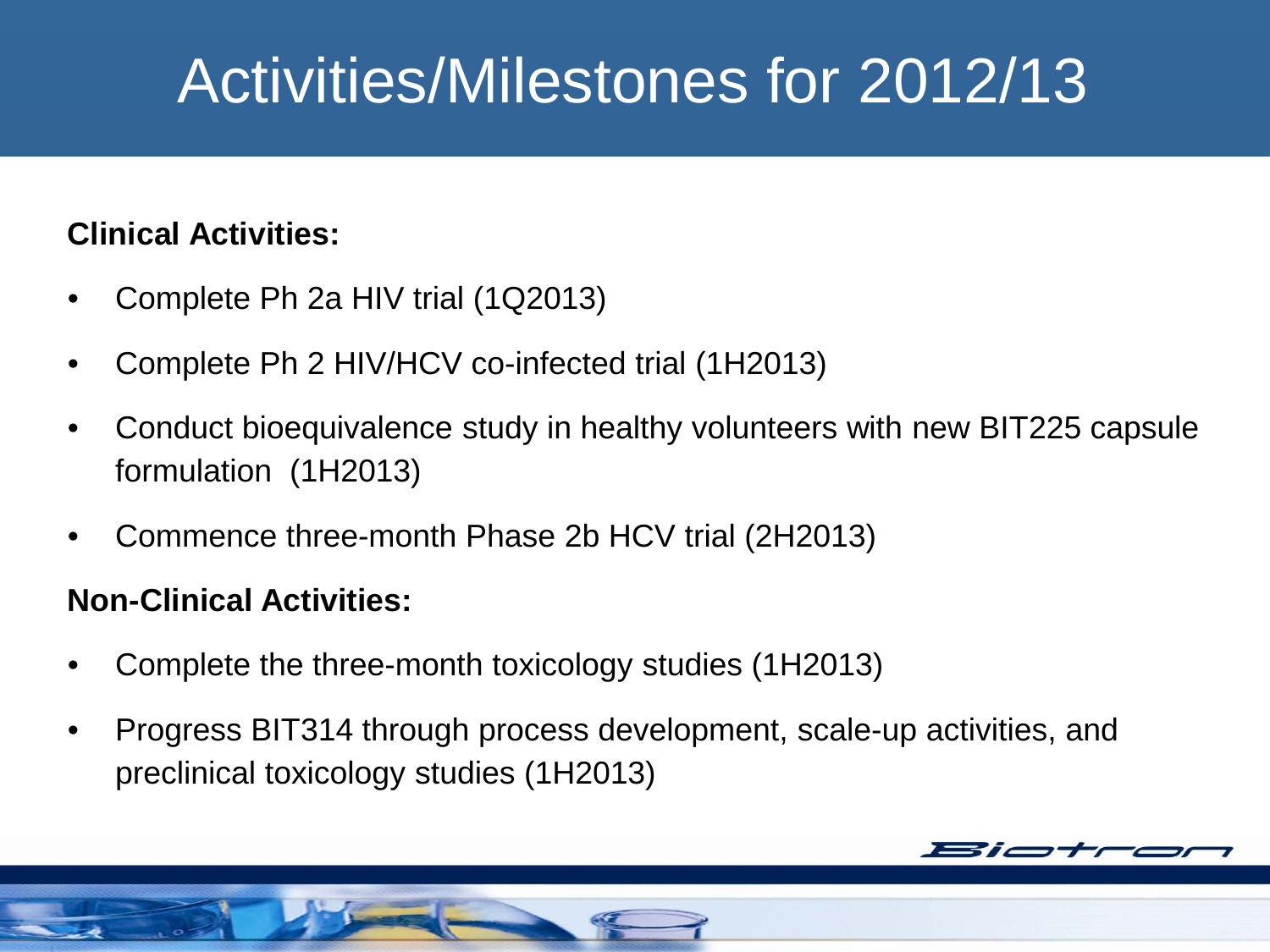# Activities/Milestones for 2012/13

**Clinical Activities:**

- Complete Ph 2a HIV trial (1Q2013)
- Complete Ph 2 HIV/HCV co-infected trial (1H2013)
- Conduct bioequivalence study in healthy volunteers with new BIT225 capsule formulation (1H2013)
- Commence three-month Phase 2b HCV trial (2H2013)

**Non-Clinical Activities:**

- Complete the three-month toxicology studies (1H2013)
- Progress BIT314 through process development, scale-up activities, and preclinical toxicology studies (1H2013)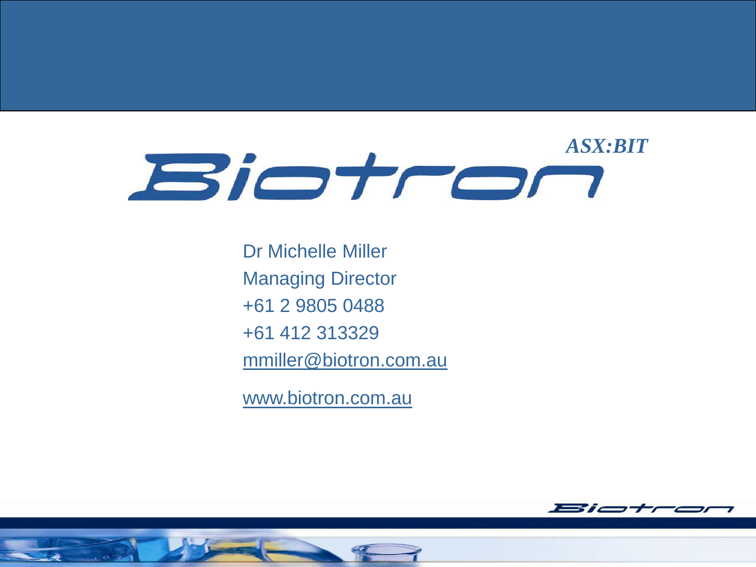*ASX:BIT*

Biotron

Dr Michelle Miller
Managing Director
+61 2 9805 0488
+61 412 313329
mmiller@biotron.com.au

www.biotron.com.au